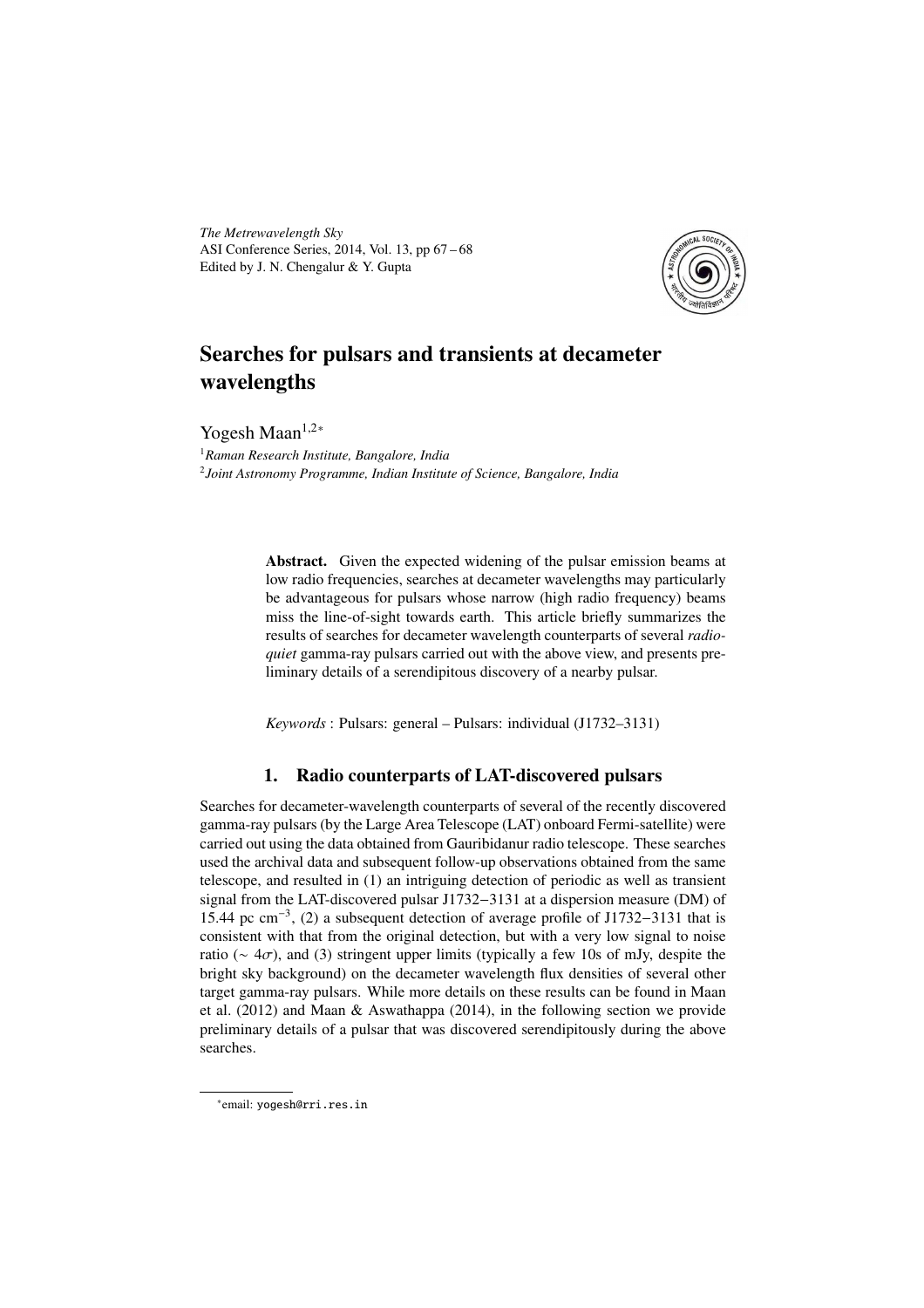# Searches for pulsars and transients at decameter wavelengths

Yogesh Maan[1,2*]

[1]*Raman Research Institute, Bangalore, India*
[2]*Joint Astronomy Programme, Indian Institute of Science, Bangalore, India*

**Abstract.** Given the expected widening of the pulsar emission beams at low radio frequencies, searches at decameter wavelengths may particularly be advantageous for pulsars whose narrow (high radio frequency) beams miss the line-of-sight towards earth. This article briefly summarizes the results of searches for decameter wavelength counterparts of several *radio-quiet* gamma-ray pulsars carried out with the above view, and presents preliminary details of a serendipitous discovery of a nearby pulsar.

*Keywords* : Pulsars: general – Pulsars: individual (J1732–3131)

## 1. Radio counterparts of LAT-discovered pulsars

Searches for decameter-wavelength counterparts of several of the recently discovered gamma-ray pulsars (by the Large Area Telescope (LAT) onboard Fermi-satellite) were carried out using the data obtained from Gauribidanur radio telescope. These searches used the archival data and subsequent follow-up observations obtained from the same telescope, and resulted in (1) an intriguing detection of periodic as well as transient signal from the LAT-discovered pulsar J1732−3131 at a dispersion measure (DM) of 15.44 pc $cm^{-3}$, (2) a subsequent detection of average profile of J1732−3131 that is consistent with that from the original detection, but with a very low signal to noise ratio ($\sim 4\sigma$), and (3) stringent upper limits (typically a few 10s of mJy, despite the bright sky background) on the decameter wavelength flux densities of several other target gamma-ray pulsars. While more details on these results can be found in Maan et al. (2012) and Maan & Aswathappa (2014), in the following section we provide preliminary details of a pulsar that was discovered serendipitously during the above searches.

*email: yogesh@rri.res.in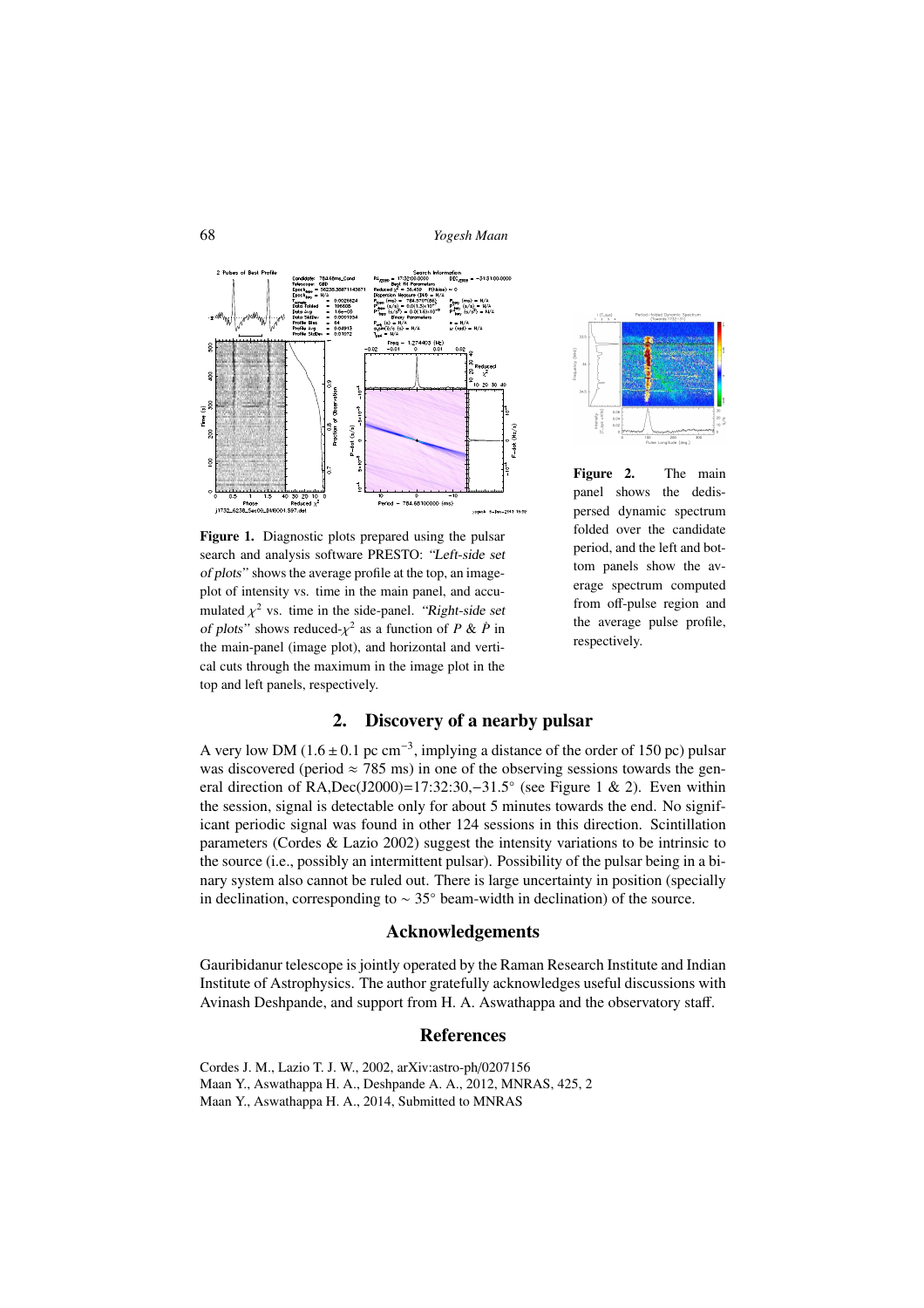**Figure 1.** Diagnostic plots prepared using the pulsar search and analysis software PRESTO: *"Left-side set of plots"* shows the average profile at the top, an image-plot of intensity vs. time in the main panel, and accumulated $\chi^2$ vs. time in the side-panel. *"Right-side set of plots"* shows reduced-$\chi^2$ as a function of $P$ & $\dot{P}$ in the main-panel (image plot), and horizontal and vertical cuts through the maximum in the image plot in the top and left panels, respectively.

**Figure 2.** The main panel shows the dedispersed dynamic spectrum folded over the candidate period, and the left and bottom panels show the average spectrum computed from off-pulse region and the average pulse profile, respectively.

## 2. Discovery of a nearby pulsar

A very low DM ($1.6 \pm 0.1$ pc cm$^{-3}$, implying a distance of the order of 150 pc) pulsar was discovered (period $\approx$ 785 ms) in one of the observing sessions towards the general direction of RA,Dec(J2000)=17:32:30,−31.5° (see Figure 1 & 2). Even within the session, signal is detectable only for about 5 minutes towards the end. No significant periodic signal was found in other 124 sessions in this direction. Scintillation parameters (Cordes & Lazio 2002) suggest the intensity variations to be intrinsic to the source (i.e., possibly an intermittent pulsar). Possibility of the pulsar being in a binary system also cannot be ruled out. There is large uncertainty in position (specially in declination, corresponding to $\sim 35°$ beam-width in declination) of the source.

## Acknowledgements

Gauribidanur telescope is jointly operated by the Raman Research Institute and Indian Institute of Astrophysics. The author gratefully acknowledges useful discussions with Avinash Deshpande, and support from H. A. Aswathappa and the observatory staff.

## References

Cordes J. M., Lazio T. J. W., 2002, arXiv:astro-ph/0207156
Maan Y., Aswathappa H. A., Deshpande A. A., 2012, MNRAS, 425, 2
Maan Y., Aswathappa H. A., 2014, Submitted to MNRAS